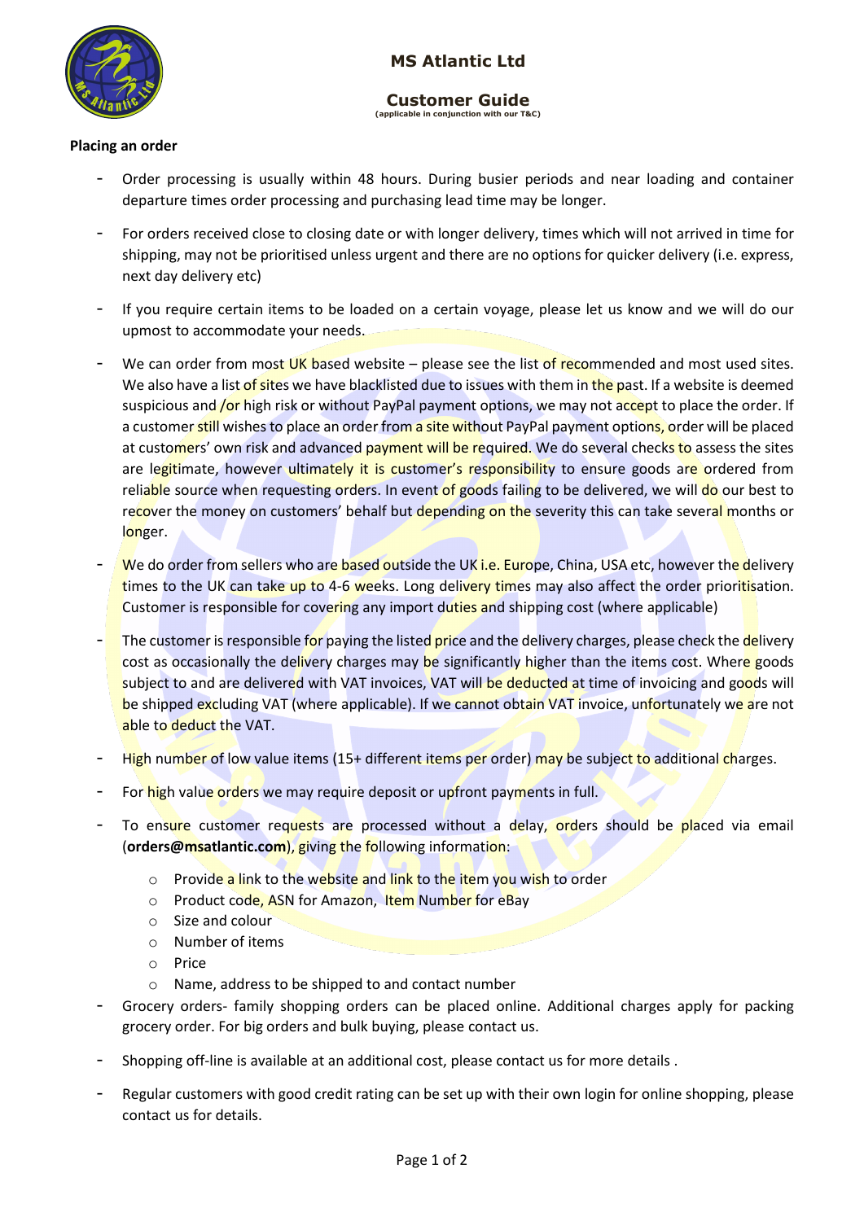# MS Atlantic Ltd

## Customer Guide

(applicable in conjunction with our T&C)

**Placing an order**

- Order processing is usually within 48 hours. During busier periods and near loading and container departure times order processing and purchasing lead time may be longer.
- For orders received close to closing date or with longer delivery, times which will not arrived in time for shipping, may not be prioritised unless urgent and there are no options for quicker delivery (i.e. express, next day delivery etc)
- If you require certain items to be loaded on a certain voyage, please let us know and we will do our upmost to accommodate your needs.
- We can order from most UK based website – please see the list of recommended and most used sites. We also have a list of sites we have blacklisted due to issues with them in the past. If a website is deemed suspicious and /or high risk or without PayPal payment options, we may not accept to place the order. If a customer still wishes to place an order from a site without PayPal payment options, order will be placed at customers' own risk and advanced payment will be required. We do several checks to assess the sites are legitimate, however ultimately it is customer's responsibility to ensure goods are ordered from reliable source when requesting orders. In event of goods failing to be delivered, we will do our best to recover the money on customers' behalf but depending on the severity this can take several months or longer.
- We do order from sellers who are based outside the UK i.e. Europe, China, USA etc, however the delivery times to the UK can take up to 4-6 weeks. Long delivery times may also affect the order prioritisation. Customer is responsible for covering any import duties and shipping cost (where applicable)
- The customer is responsible for paying the listed price and the delivery charges, please check the delivery cost as occasionally the delivery charges may be significantly higher than the items cost. Where goods subject to and are delivered with VAT invoices, VAT will be deducted at time of invoicing and goods will be shipped excluding VAT (where applicable). If we cannot obtain VAT invoice, unfortunately we are not able to deduct the VAT.
- High number of low value items (15+ different items per order) may be subject to additional charges.
- For high value orders we may require deposit or upfront payments in full.
- To ensure customer requests are processed without a delay, orders should be placed via email (**orders@msatlantic.com**), giving the following information:
    - Provide a link to the website and link to the item you wish to order
    - Product code, ASN for Amazon, Item Number for eBay
    - Size and colour
    - Number of items
    - Price
    - Name, address to be shipped to and contact number
- Grocery orders- family shopping orders can be placed online. Additional charges apply for packing grocery order. For big orders and bulk buying, please contact us.
- Shopping off-line is available at an additional cost, please contact us for more details .
- Regular customers with good credit rating can be set up with their own login for online shopping, please contact us for details.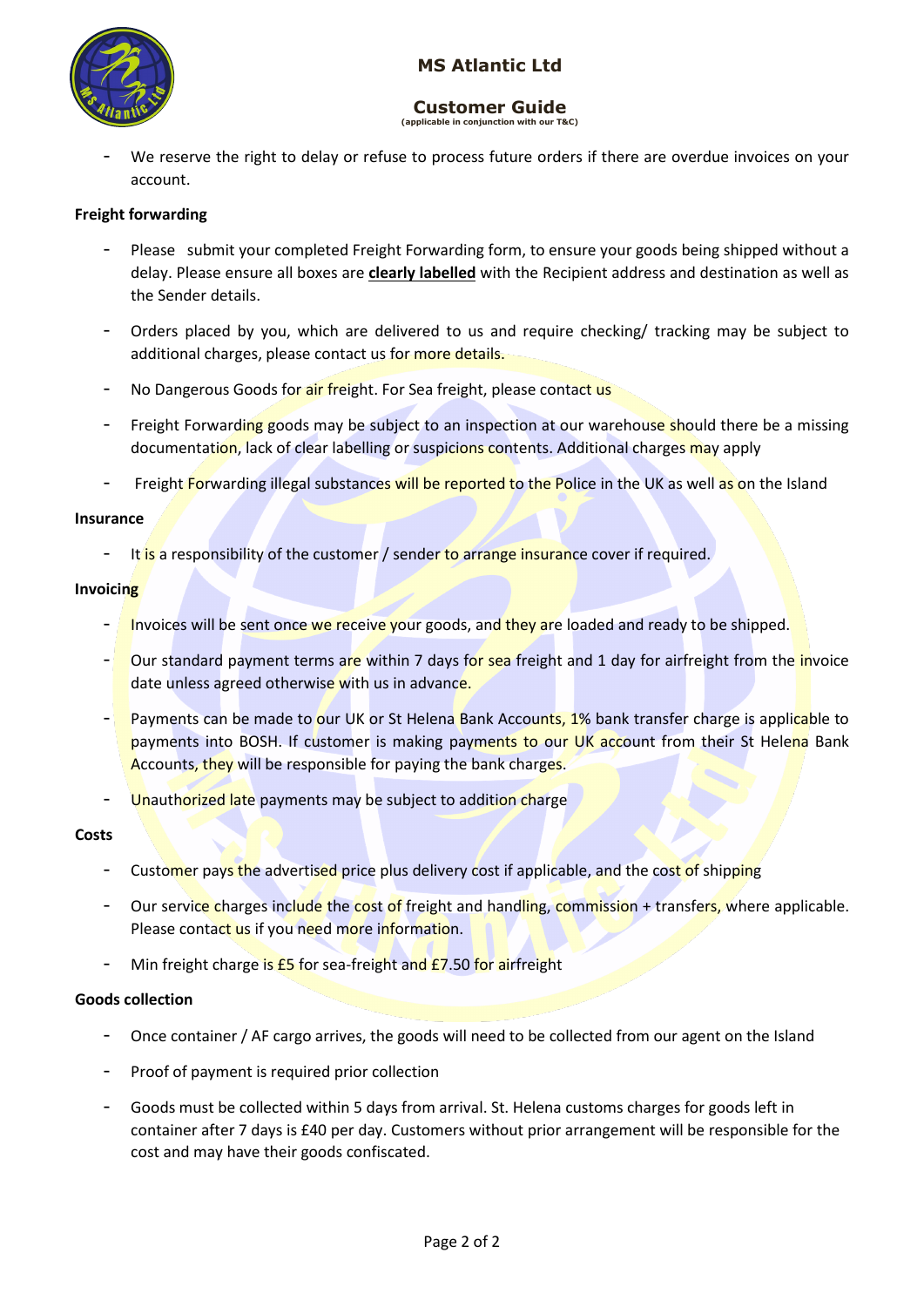- We reserve the right to delay or refuse to process future orders if there are overdue invoices on your account.

**Freight forwarding**

- Please submit your completed Freight Forwarding form, to ensure your goods being shipped without a delay. Please ensure all boxes are **clearly labelled** with the Recipient address and destination as well as the Sender details.
- Orders placed by you, which are delivered to us and require checking/ tracking may be subject to additional charges, please contact us for more details.
- No Dangerous Goods for air freight. For Sea freight, please contact us
- Freight Forwarding goods may be subject to an inspection at our warehouse should there be a missing documentation, lack of clear labelling or suspicions contents. Additional charges may apply
- Freight Forwarding illegal substances will be reported to the Police in the UK as well as on the Island

**Insurance**

- It is a responsibility of the customer / sender to arrange insurance cover if required.

**Invoicing**

- Invoices will be sent once we receive your goods, and they are loaded and ready to be shipped.
- Our standard payment terms are within 7 days for sea freight and 1 day for airfreight from the invoice date unless agreed otherwise with us in advance.
- Payments can be made to our UK or St Helena Bank Accounts, 1% bank transfer charge is applicable to payments into BOSH. If customer is making payments to our UK account from their St Helena Bank Accounts, they will be responsible for paying the bank charges.
- Unauthorized late payments may be subject to addition charge

**Costs**

- Customer pays the advertised price plus delivery cost if applicable, and the cost of shipping
- Our service charges include the cost of freight and handling, commission + transfers, where applicable. Please contact us if you need more information.
- Min freight charge is £5 for sea-freight and £7.50 for airfreight

**Goods collection**

- Once container / AF cargo arrives, the goods will need to be collected from our agent on the Island
- Proof of payment is required prior collection
- Goods must be collected within 5 days from arrival. St. Helena customs charges for goods left in container after 7 days is £40 per day. Customers without prior arrangement will be responsible for the cost and may have their goods confiscated.